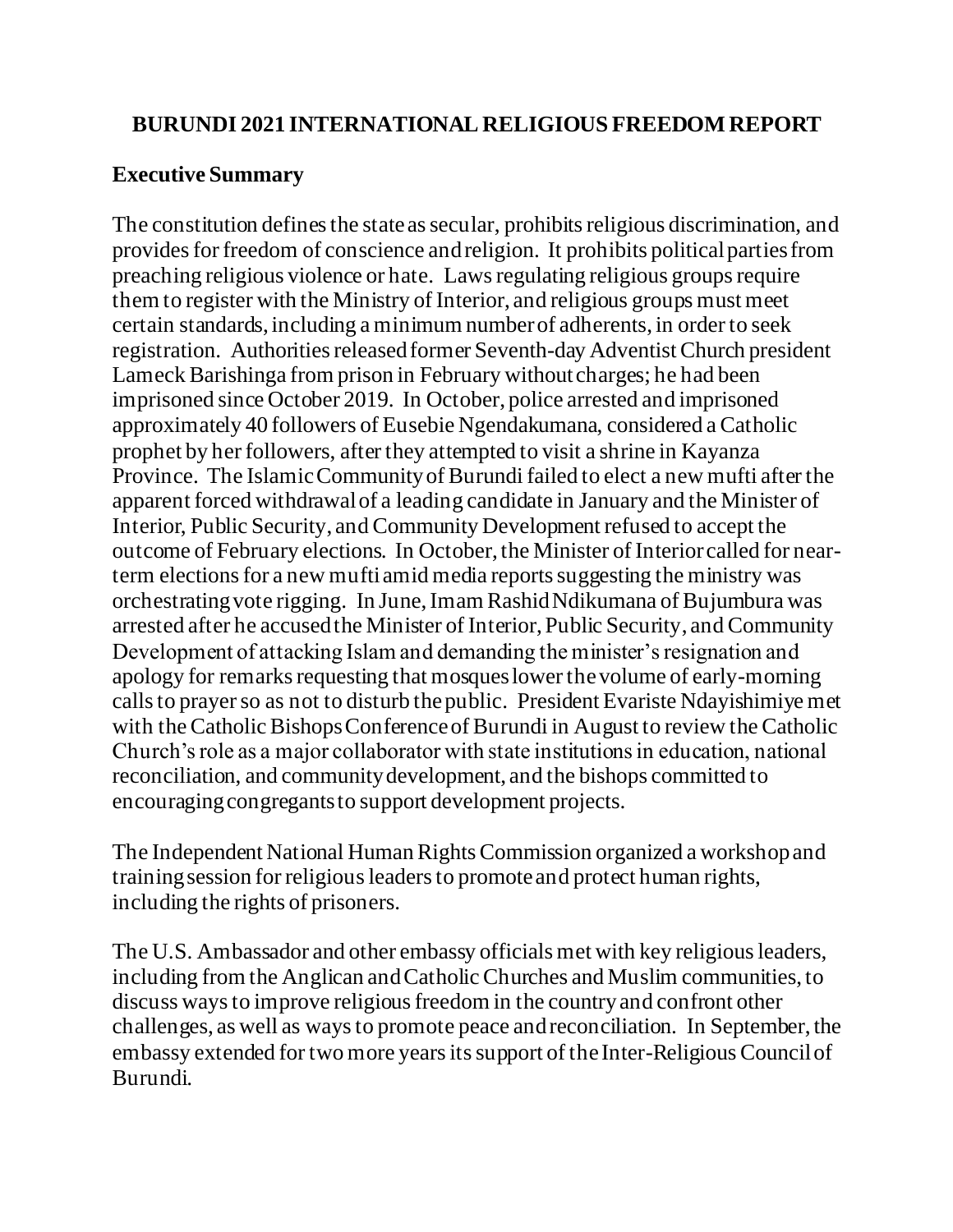# BURUNDI 2021 INTERNATIONAL RELIGIOUS FREEDOM REPORT

## Executive Summary

The constitution defines the state as secular, prohibits religious discrimination, and provides for freedom of conscience and religion. It prohibits political parties from preaching religious violence or hate. Laws regulating religious groups require them to register with the Ministry of Interior, and religious groups must meet certain standards, including a minimum number of adherents, in order to seek registration. Authorities released former Seventh-day Adventist Church president Lameck Barishinga from prison in February without charges; he had been imprisoned since October 2019. In October, police arrested and imprisoned approximately 40 followers of Eusebie Ngendakumana, considered a Catholic prophet by her followers, after they attempted to visit a shrine in Kayanza Province. The Islamic Community of Burundi failed to elect a new mufti after the apparent forced withdrawal of a leading candidate in January and the Minister of Interior, Public Security, and Community Development refused to accept the outcome of February elections. In October, the Minister of Interior called for near-term elections for a new mufti amid media reports suggesting the ministry was orchestrating vote rigging. In June, Imam Rashid Ndikumana of Bujumbura was arrested after he accused the Minister of Interior, Public Security, and Community Development of attacking Islam and demanding the minister's resignation and apology for remarks requesting that mosques lower the volume of early-morning calls to prayer so as not to disturb the public. President Evariste Ndayishimiye met with the Catholic Bishops Conference of Burundi in August to review the Catholic Church's role as a major collaborator with state institutions in education, national reconciliation, and community development, and the bishops committed to encouraging congregants to support development projects.

The Independent National Human Rights Commission organized a workshop and training session for religious leaders to promote and protect human rights, including the rights of prisoners.

The U.S. Ambassador and other embassy officials met with key religious leaders, including from the Anglican and Catholic Churches and Muslim communities, to discuss ways to improve religious freedom in the country and confront other challenges, as well as ways to promote peace and reconciliation. In September, the embassy extended for two more years its support of the Inter-Religious Council of Burundi.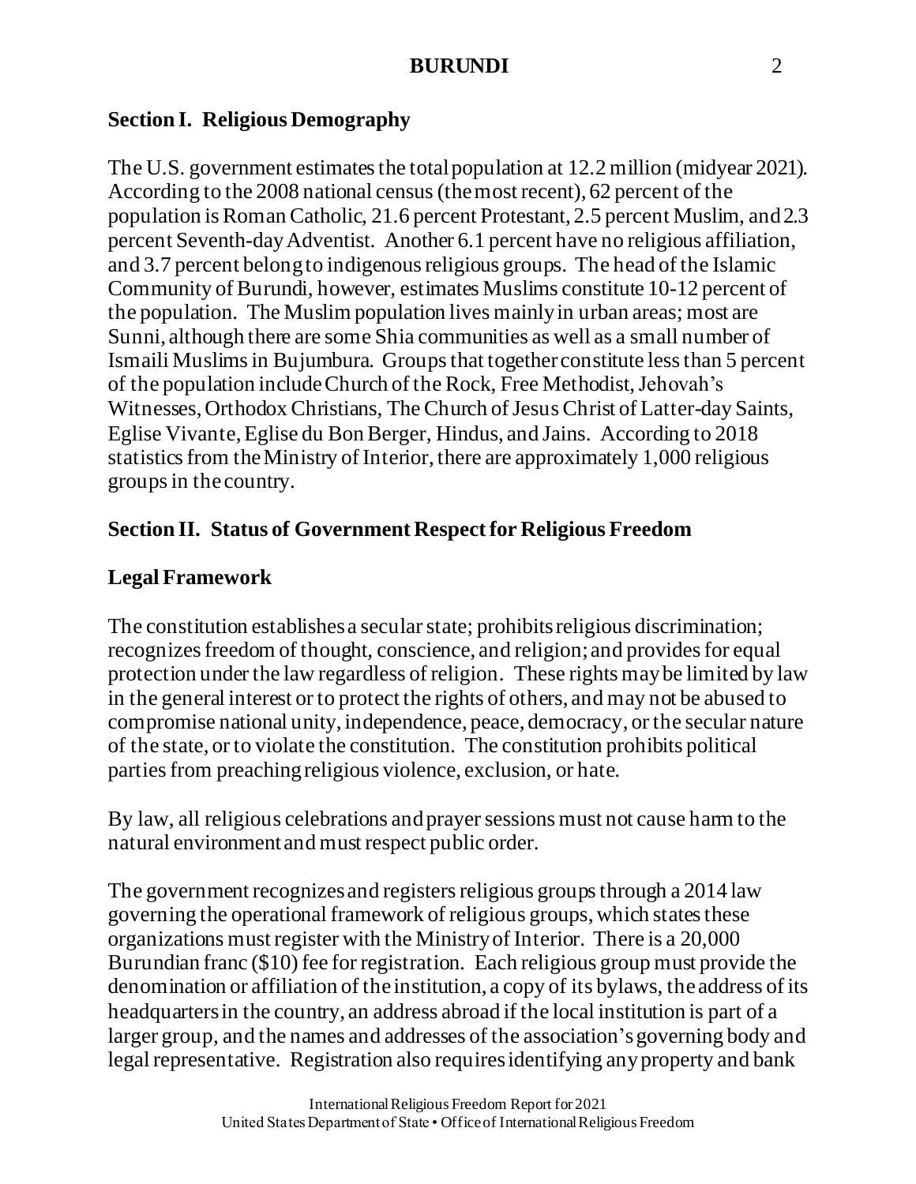## Section I. Religious Demography

The U.S. government estimates the total population at 12.2 million (midyear 2021). According to the 2008 national census (the most recent), 62 percent of the population is Roman Catholic, 21.6 percent Protestant, 2.5 percent Muslim, and 2.3 percent Seventh-day Adventist. Another 6.1 percent have no religious affiliation, and 3.7 percent belong to indigenous religious groups. The head of the Islamic Community of Burundi, however, estimates Muslims constitute 10-12 percent of the population. The Muslim population lives mainly in urban areas; most are Sunni, although there are some Shia communities as well as a small number of Ismaili Muslims in Bujumbura. Groups that together constitute less than 5 percent of the population include Church of the Rock, Free Methodist, Jehovah's Witnesses, Orthodox Christians, The Church of Jesus Christ of Latter-day Saints, Eglise Vivante, Eglise du Bon Berger, Hindus, and Jains. According to 2018 statistics from the Ministry of Interior, there are approximately 1,000 religious groups in the country.

## Section II. Status of Government Respect for Religious Freedom

### Legal Framework

The constitution establishes a secular state; prohibits religious discrimination; recognizes freedom of thought, conscience, and religion; and provides for equal protection under the law regardless of religion. These rights may be limited by law in the general interest or to protect the rights of others, and may not be abused to compromise national unity, independence, peace, democracy, or the secular nature of the state, or to violate the constitution. The constitution prohibits political parties from preaching religious violence, exclusion, or hate.

By law, all religious celebrations and prayer sessions must not cause harm to the natural environment and must respect public order.

The government recognizes and registers religious groups through a 2014 law governing the operational framework of religious groups, which states these organizations must register with the Ministry of Interior. There is a 20,000 Burundian franc ($10) fee for registration. Each religious group must provide the denomination or affiliation of the institution, a copy of its bylaws, the address of its headquarters in the country, an address abroad if the local institution is part of a larger group, and the names and addresses of the association's governing body and legal representative. Registration also requires identifying any property and bank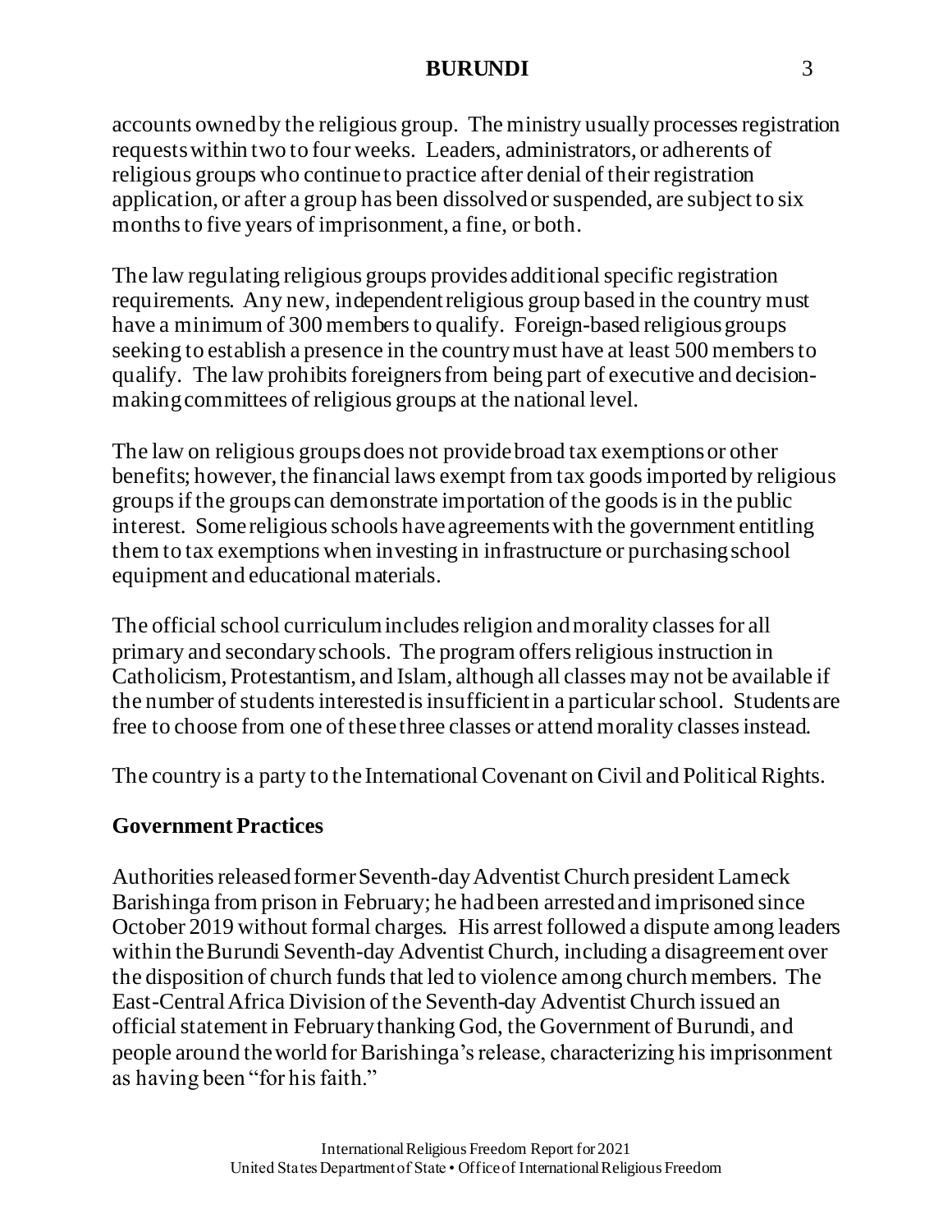accounts owned by the religious group. The ministry usually processes registration requests within two to four weeks. Leaders, administrators, or adherents of religious groups who continue to practice after denial of their registration application, or after a group has been dissolved or suspended, are subject to six months to five years of imprisonment, a fine, or both.

The law regulating religious groups provides additional specific registration requirements. Any new, independent religious group based in the country must have a minimum of 300 members to qualify. Foreign-based religious groups seeking to establish a presence in the country must have at least 500 members to qualify. The law prohibits foreigners from being part of executive and decision-making committees of religious groups at the national level.

The law on religious groups does not provide broad tax exemptions or other benefits; however, the financial laws exempt from tax goods imported by religious groups if the groups can demonstrate importation of the goods is in the public interest. Some religious schools have agreements with the government entitling them to tax exemptions when investing in infrastructure or purchasing school equipment and educational materials.

The official school curriculum includes religion and morality classes for all primary and secondary schools. The program offers religious instruction in Catholicism, Protestantism, and Islam, although all classes may not be available if the number of students interested is insufficient in a particular school. Students are free to choose from one of these three classes or attend morality classes instead.

The country is a party to the International Covenant on Civil and Political Rights.

## Government Practices

Authorities released former Seventh-day Adventist Church president Lameck Barishinga from prison in February; he had been arrested and imprisoned since October 2019 without formal charges. His arrest followed a dispute among leaders within the Burundi Seventh-day Adventist Church, including a disagreement over the disposition of church funds that led to violence among church members. The East-Central Africa Division of the Seventh-day Adventist Church issued an official statement in February thanking God, the Government of Burundi, and people around the world for Barishinga's release, characterizing his imprisonment as having been "for his faith."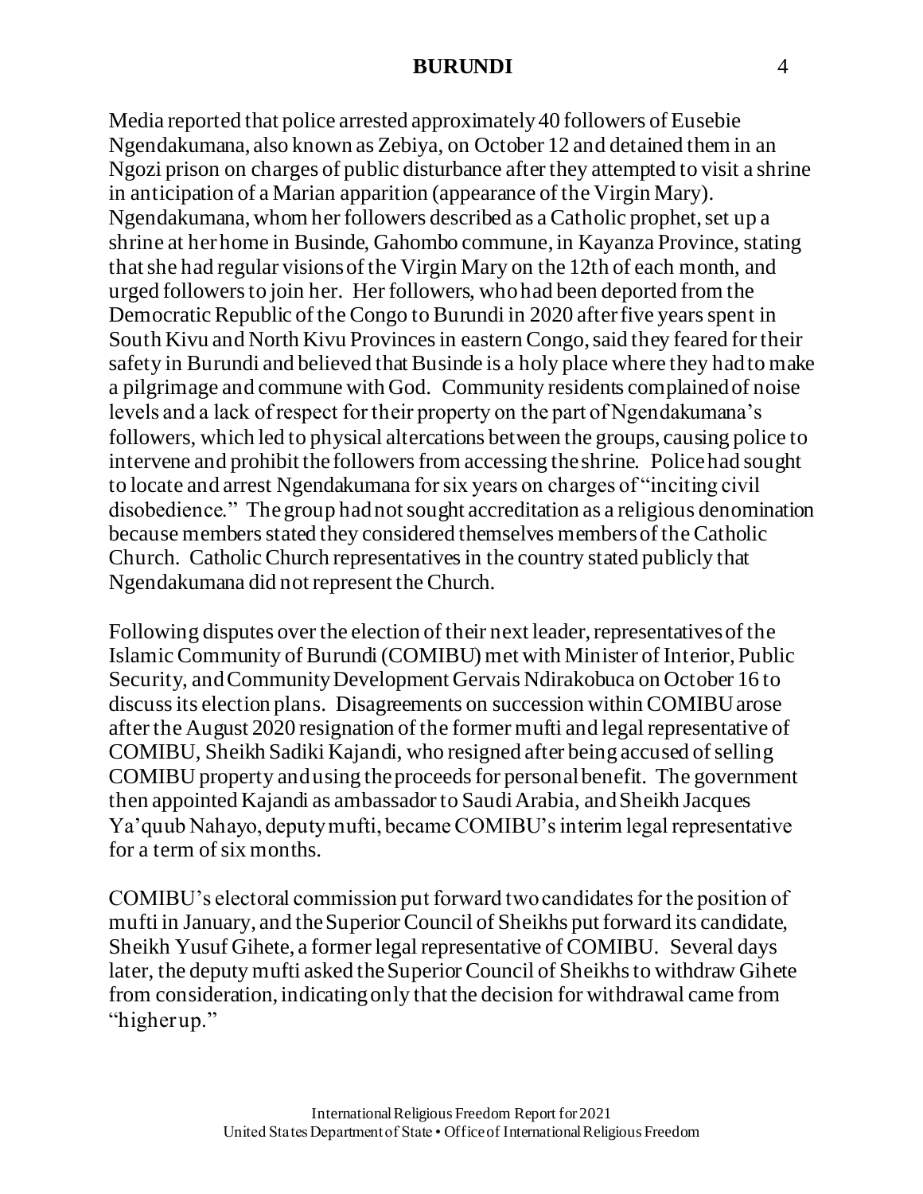Media reported that police arrested approximately 40 followers of Eusebie Ngendakumana, also known as Zebiya, on October 12 and detained them in an Ngozi prison on charges of public disturbance after they attempted to visit a shrine in anticipation of a Marian apparition (appearance of the Virgin Mary). Ngendakumana, whom her followers described as a Catholic prophet, set up a shrine at her home in Businde, Gahombo commune, in Kayanza Province, stating that she had regular visions of the Virgin Mary on the 12th of each month, and urged followers to join her. Her followers, who had been deported from the Democratic Republic of the Congo to Burundi in 2020 after five years spent in South Kivu and North Kivu Provinces in eastern Congo, said they feared for their safety in Burundi and believed that Businde is a holy place where they had to make a pilgrimage and commune with God. Community residents complained of noise levels and a lack of respect for their property on the part of Ngendakumana's followers, which led to physical altercations between the groups, causing police to intervene and prohibit the followers from accessing the shrine. Police had sought to locate and arrest Ngendakumana for six years on charges of "inciting civil disobedience." The group had not sought accreditation as a religious denomination because members stated they considered themselves members of the Catholic Church. Catholic Church representatives in the country stated publicly that Ngendakumana did not represent the Church.

Following disputes over the election of their next leader, representatives of the Islamic Community of Burundi (COMIBU) met with Minister of Interior, Public Security, and Community Development Gervais Ndirakobuca on October 16 to discuss its election plans. Disagreements on succession within COMIBU arose after the August 2020 resignation of the former mufti and legal representative of COMIBU, Sheikh Sadiki Kajandi, who resigned after being accused of selling COMIBU property and using the proceeds for personal benefit. The government then appointed Kajandi as ambassador to Saudi Arabia, and Sheikh Jacques Ya'quub Nahayo, deputy mufti, became COMIBU's interim legal representative for a term of six months.

COMIBU's electoral commission put forward two candidates for the position of mufti in January, and the Superior Council of Sheikhs put forward its candidate, Sheikh Yusuf Gihete, a former legal representative of COMIBU. Several days later, the deputy mufti asked the Superior Council of Sheikhs to withdraw Gihete from consideration, indicating only that the decision for withdrawal came from "higher up."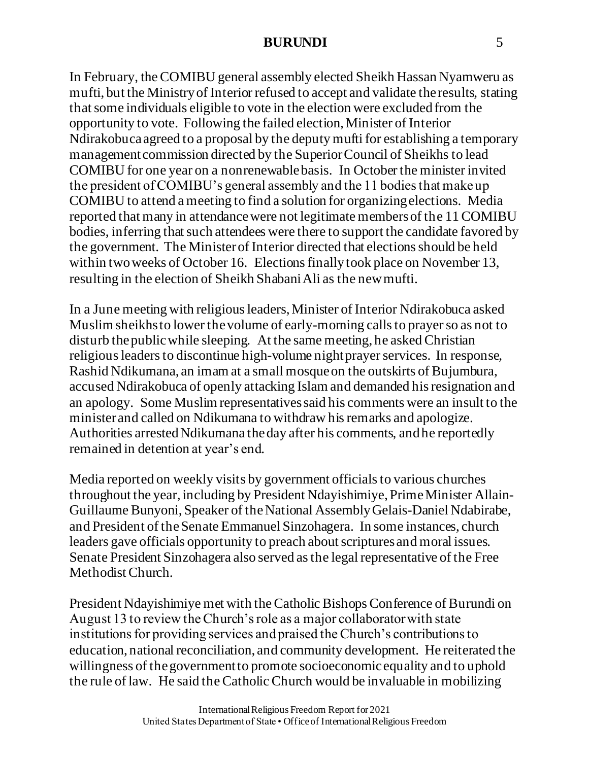In February, the COMIBU general assembly elected Sheikh Hassan Nyamweru as mufti, but the Ministry of Interior refused to accept and validate the results, stating that some individuals eligible to vote in the election were excluded from the opportunity to vote. Following the failed election, Minister of Interior Ndirakobuca agreed to a proposal by the deputy mufti for establishing a temporary management commission directed by the Superior Council of Sheikhs to lead COMIBU for one year on a nonrenewable basis. In October the minister invited the president of COMIBU's general assembly and the 11 bodies that make up COMIBU to attend a meeting to find a solution for organizing elections. Media reported that many in attendance were not legitimate members of the 11 COMIBU bodies, inferring that such attendees were there to support the candidate favored by the government. The Minister of Interior directed that elections should be held within two weeks of October 16. Elections finally took place on November 13, resulting in the election of Sheikh Shabani Ali as the new mufti.

In a June meeting with religious leaders, Minister of Interior Ndirakobuca asked Muslim sheikhs to lower the volume of early-morning calls to prayer so as not to disturb the public while sleeping. At the same meeting, he asked Christian religious leaders to discontinue high-volume night prayer services. In response, Rashid Ndikumana, an imam at a small mosque on the outskirts of Bujumbura, accused Ndirakobuca of openly attacking Islam and demanded his resignation and an apology. Some Muslim representatives said his comments were an insult to the minister and called on Ndikumana to withdraw his remarks and apologize. Authorities arrested Ndikumana the day after his comments, and he reportedly remained in detention at year's end.

Media reported on weekly visits by government officials to various churches throughout the year, including by President Ndayishimiye, Prime Minister Allain-Guillaume Bunyoni, Speaker of the National Assembly Gelais-Daniel Ndabirabe, and President of the Senate Emmanuel Sinzohagera. In some instances, church leaders gave officials opportunity to preach about scriptures and moral issues. Senate President Sinzohagera also served as the legal representative of the Free Methodist Church.

President Ndayishimiye met with the Catholic Bishops Conference of Burundi on August 13 to review the Church's role as a major collaborator with state institutions for providing services and praised the Church's contributions to education, national reconciliation, and community development. He reiterated the willingness of the government to promote socioeconomic equality and to uphold the rule of law. He said the Catholic Church would be invaluable in mobilizing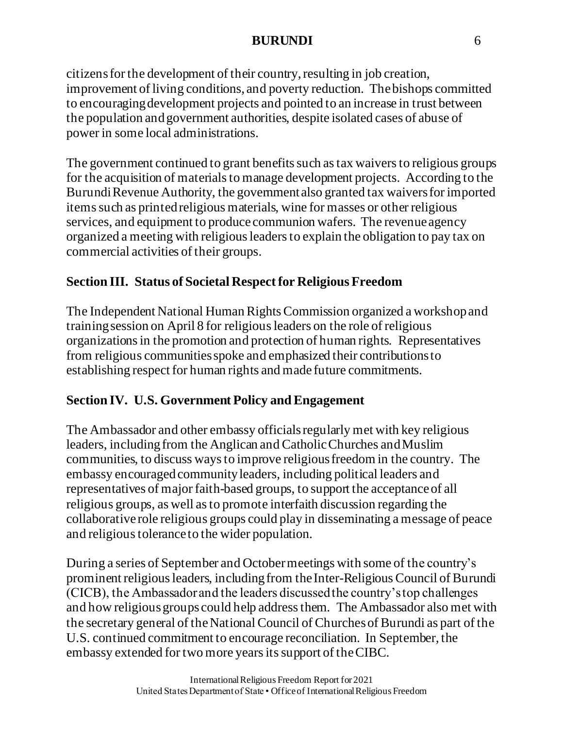citizens for the development of their country, resulting in job creation, improvement of living conditions, and poverty reduction. The bishops committed to encouraging development projects and pointed to an increase in trust between the population and government authorities, despite isolated cases of abuse of power in some local administrations.

The government continued to grant benefits such as tax waivers to religious groups for the acquisition of materials to manage development projects. According to the Burundi Revenue Authority, the government also granted tax waivers for imported items such as printed religious materials, wine for masses or other religious services, and equipment to produce communion wafers. The revenue agency organized a meeting with religious leaders to explain the obligation to pay tax on commercial activities of their groups.

## Section III. Status of Societal Respect for Religious Freedom

The Independent National Human Rights Commission organized a workshop and training session on April 8 for religious leaders on the role of religious organizations in the promotion and protection of human rights. Representatives from religious communities spoke and emphasized their contributions to establishing respect for human rights and made future commitments.

## Section IV. U.S. Government Policy and Engagement

The Ambassador and other embassy officials regularly met with key religious leaders, including from the Anglican and Catholic Churches and Muslim communities, to discuss ways to improve religious freedom in the country. The embassy encouraged community leaders, including political leaders and representatives of major faith-based groups, to support the acceptance of all religious groups, as well as to promote interfaith discussion regarding the collaborative role religious groups could play in disseminating a message of peace and religious tolerance to the wider population.

During a series of September and October meetings with some of the country's prominent religious leaders, including from the Inter-Religious Council of Burundi (CICB), the Ambassador and the leaders discussed the country's top challenges and how religious groups could help address them. The Ambassador also met with the secretary general of the National Council of Churches of Burundi as part of the U.S. continued commitment to encourage reconciliation. In September, the embassy extended for two more years its support of the CIBC.